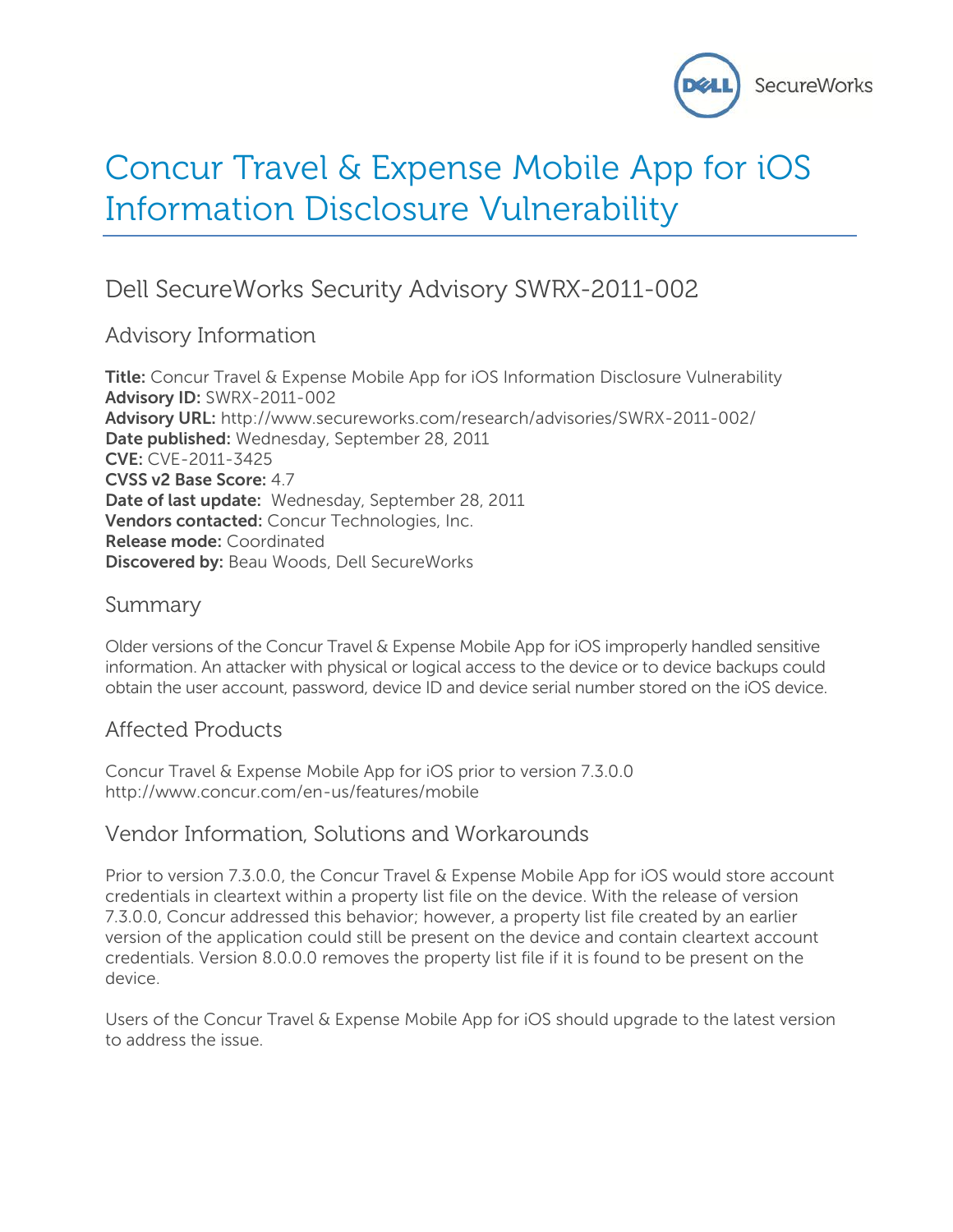# Concur Travel & Expense Mobile App for iOS Information Disclosure Vulnerability

## Dell SecureWorks Security Advisory SWRX-2011-002

### Advisory Information

**Title:** Concur Travel & Expense Mobile App for iOS Information Disclosure Vulnerability
**Advisory ID:** SWRX-2011-002
**Advisory URL:** http://www.secureworks.com/research/advisories/SWRX-2011-002/
**Date published:** Wednesday, September 28, 2011
**CVE:** CVE-2011-3425
**CVSS v2 Base Score:** 4.7
**Date of last update:** Wednesday, September 28, 2011
**Vendors contacted:** Concur Technologies, Inc.
**Release mode:** Coordinated
**Discovered by:** Beau Woods, Dell SecureWorks

### Summary

Older versions of the Concur Travel & Expense Mobile App for iOS improperly handled sensitive information. An attacker with physical or logical access to the device or to device backups could obtain the user account, password, device ID and device serial number stored on the iOS device.

### Affected Products

Concur Travel & Expense Mobile App for iOS prior to version 7.3.0.0
http://www.concur.com/en-us/features/mobile

### Vendor Information, Solutions and Workarounds

Prior to version 7.3.0.0, the Concur Travel & Expense Mobile App for iOS would store account credentials in cleartext within a property list file on the device. With the release of version 7.3.0.0, Concur addressed this behavior; however, a property list file created by an earlier version of the application could still be present on the device and contain cleartext account credentials. Version 8.0.0.0 removes the property list file if it is found to be present on the device.

Users of the Concur Travel & Expense Mobile App for iOS should upgrade to the latest version to address the issue.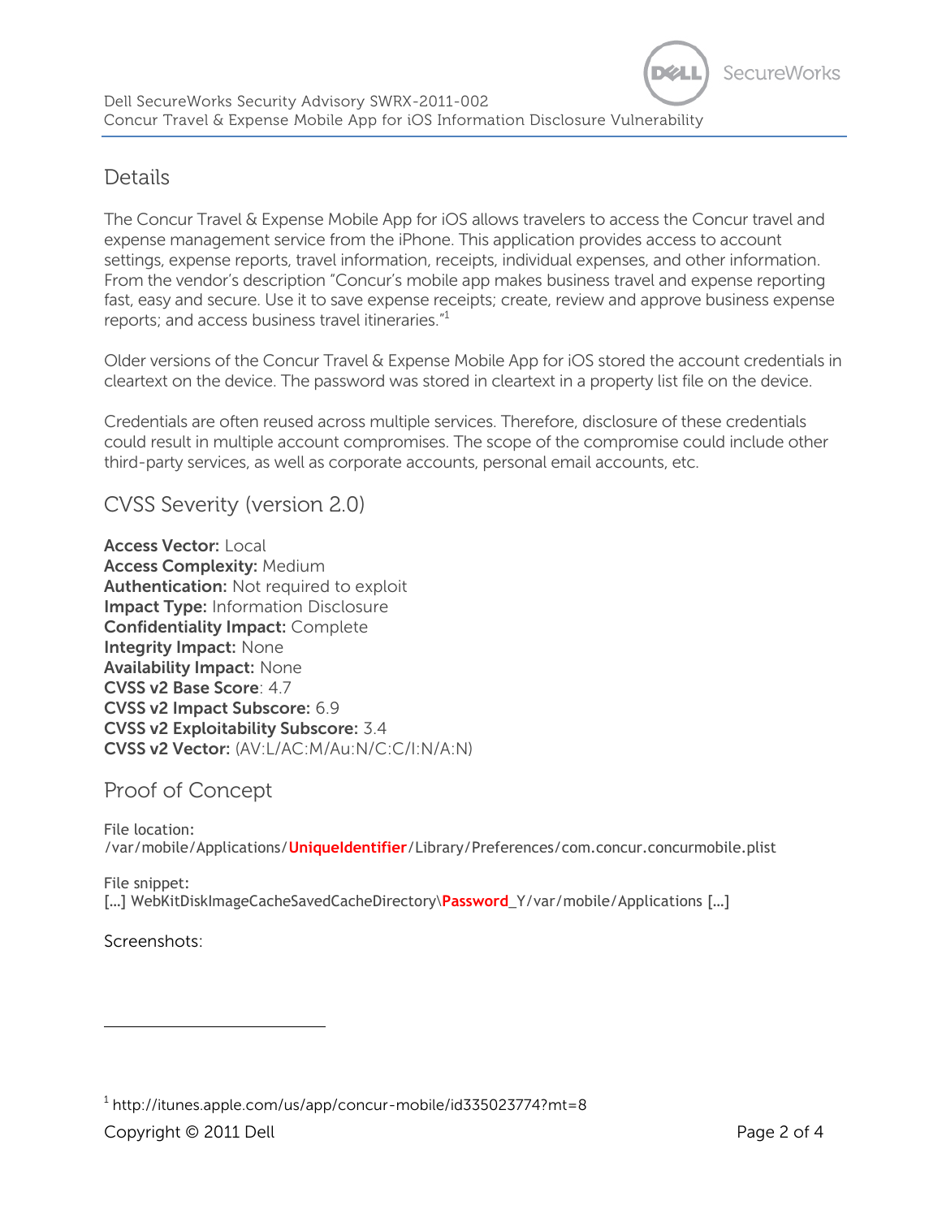## Details

The Concur Travel & Expense Mobile App for iOS allows travelers to access the Concur travel and expense management service from the iPhone. This application provides access to account settings, expense reports, travel information, receipts, individual expenses, and other information. From the vendor's description "Concur's mobile app makes business travel and expense reporting fast, easy and secure. Use it to save expense receipts; create, review and approve business expense reports; and access business travel itineraries."[1]

Older versions of the Concur Travel & Expense Mobile App for iOS stored the account credentials in cleartext on the device. The password was stored in cleartext in a property list file on the device.

Credentials are often reused across multiple services. Therefore, disclosure of these credentials could result in multiple account compromises. The scope of the compromise could include other third-party services, as well as corporate accounts, personal email accounts, etc.

## CVSS Severity (version 2.0)

**Access Vector:** Local
**Access Complexity:** Medium
**Authentication:** Not required to exploit
**Impact Type:** Information Disclosure
**Confidentiality Impact:** Complete
**Integrity Impact:** None
**Availability Impact:** None
**CVSS v2 Base Score**: 4.7
**CVSS v2 Impact Subscore:** 6.9
**CVSS v2 Exploitability Subscore:** 3.4
**CVSS v2 Vector:** (AV:L/AC:M/Au:N/C:C/I:N/A:N)

## Proof of Concept

File location:
/var/mobile/Applications/**UniqueIdentifier**/Library/Preferences/com.concur.concurmobile.plist

File snippet:
[…] WebKitDiskImageCacheSavedCacheDirectory\**Password**_Y/var/mobile/Applications […]

Screenshots:

[1] http://itunes.apple.com/us/app/concur-mobile/id335023774?mt=8

Copyright © 2011 Dell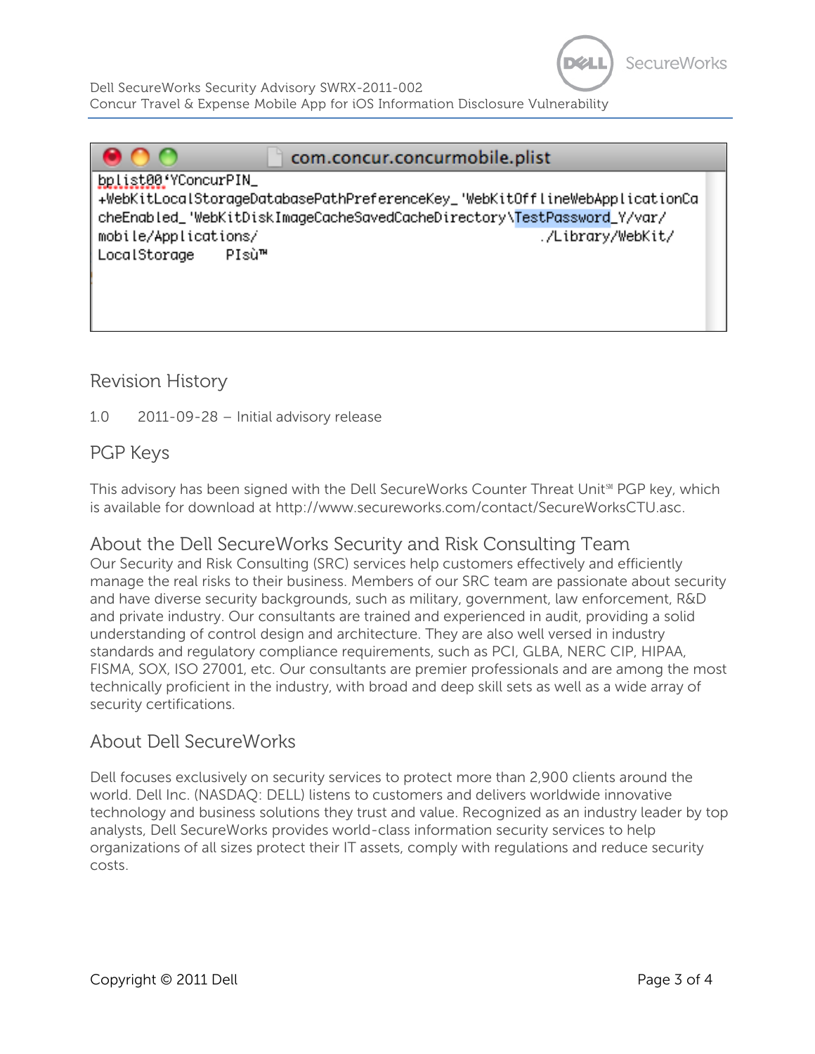```
com.concur.concurmobile.plist
bplist00‘YConcurPIN_
+WebKitLocalStorageDatabasePathPreferenceKey_'WebKitOfflineWebApplicationCa
cheEnabled_'WebKitDiskImageCacheSavedCacheDirectory\TestPassword_Y/var/
mobile/Applications/                                    ./Library/WebKit/
LocalStorage    PIsù™
```

## Revision History

1.0 2011-09-28 – Initial advisory release

## PGP Keys

This advisory has been signed with the Dell SecureWorks Counter Threat Unit℠ PGP key, which is available for download at http://www.secureworks.com/contact/SecureWorksCTU.asc.

## About the Dell SecureWorks Security and Risk Consulting Team

Our Security and Risk Consulting (SRC) services help customers effectively and efficiently manage the real risks to their business. Members of our SRC team are passionate about security and have diverse security backgrounds, such as military, government, law enforcement, R&D and private industry. Our consultants are trained and experienced in audit, providing a solid understanding of control design and architecture. They are also well versed in industry standards and regulatory compliance requirements, such as PCI, GLBA, NERC CIP, HIPAA, FISMA, SOX, ISO 27001, etc. Our consultants are premier professionals and are among the most technically proficient in the industry, with broad and deep skill sets as well as a wide array of security certifications.

## About Dell SecureWorks

Dell focuses exclusively on security services to protect more than 2,900 clients around the world. Dell Inc. (NASDAQ: DELL) listens to customers and delivers worldwide innovative technology and business solutions they trust and value. Recognized as an industry leader by top analysts, Dell SecureWorks provides world-class information security services to help organizations of all sizes protect their IT assets, comply with regulations and reduce security costs.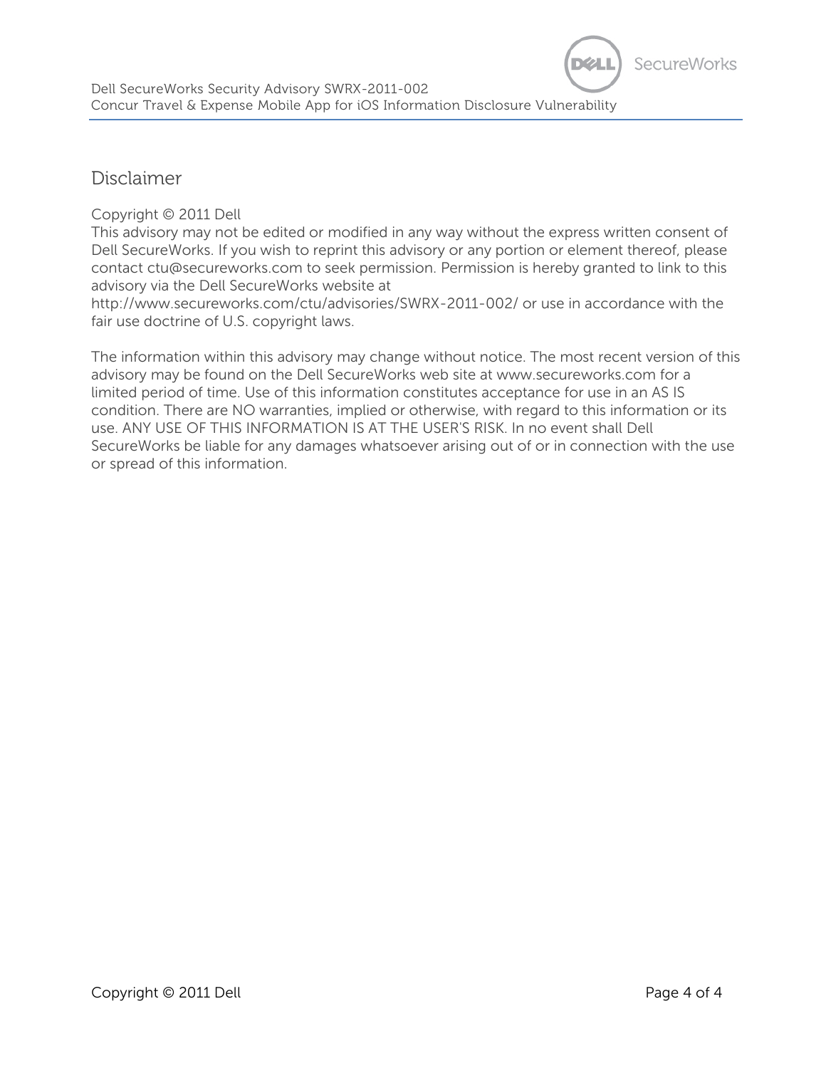## Disclaimer

Copyright © 2011 Dell
This advisory may not be edited or modified in any way without the express written consent of Dell SecureWorks. If you wish to reprint this advisory or any portion or element thereof, please contact ctu@secureworks.com to seek permission. Permission is hereby granted to link to this advisory via the Dell SecureWorks website at http://www.secureworks.com/ctu/advisories/SWRX-2011-002/ or use in accordance with the fair use doctrine of U.S. copyright laws.

The information within this advisory may change without notice. The most recent version of this advisory may be found on the Dell SecureWorks web site at www.secureworks.com for a limited period of time. Use of this information constitutes acceptance for use in an AS IS condition. There are NO warranties, implied or otherwise, with regard to this information or its use. ANY USE OF THIS INFORMATION IS AT THE USER'S RISK. In no event shall Dell SecureWorks be liable for any damages whatsoever arising out of or in connection with the use or spread of this information.